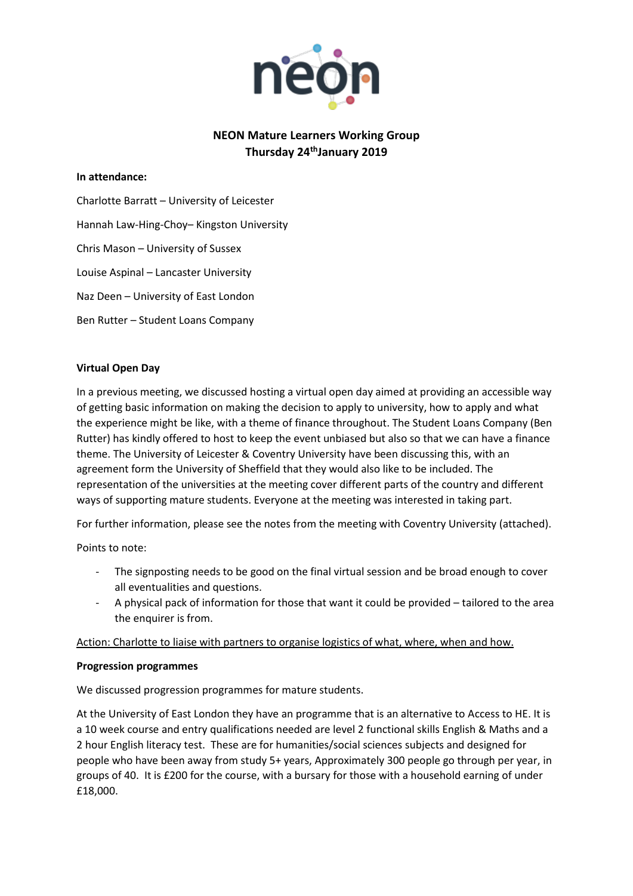## NEON Mature Learners Working Group
## Thursday 24th January 2019

**In attendance:**

Charlotte Barratt – University of Leicester

Hannah Law-Hing-Choy– Kingston University

Chris Mason – University of Sussex

Louise Aspinal – Lancaster University

Naz Deen – University of East London

Ben Rutter – Student Loans Company

**Virtual Open Day**

In a previous meeting, we discussed hosting a virtual open day aimed at providing an accessible way of getting basic information on making the decision to apply to university, how to apply and what the experience might be like, with a theme of finance throughout. The Student Loans Company (Ben Rutter) has kindly offered to host to keep the event unbiased but also so that we can have a finance theme. The University of Leicester & Coventry University have been discussing this, with an agreement form the University of Sheffield that they would also like to be included. The representation of the universities at the meeting cover different parts of the country and different ways of supporting mature students. Everyone at the meeting was interested in taking part.

For further information, please see the notes from the meeting with Coventry University (attached).

Points to note:

- The signposting needs to be good on the final virtual session and be broad enough to cover all eventualities and questions.
- A physical pack of information for those that want it could be provided – tailored to the area the enquirer is from.

<u>Action: Charlotte to liaise with partners to organise logistics of what, where, when and how.</u>

**Progression programmes**

We discussed progression programmes for mature students.

At the University of East London they have an programme that is an alternative to Access to HE. It is a 10 week course and entry qualifications needed are level 2 functional skills English & Maths and a 2 hour English literacy test. These are for humanities/social sciences subjects and designed for people who have been away from study 5+ years, Approximately 300 people go through per year, in groups of 40. It is £200 for the course, with a bursary for those with a household earning of under £18,000.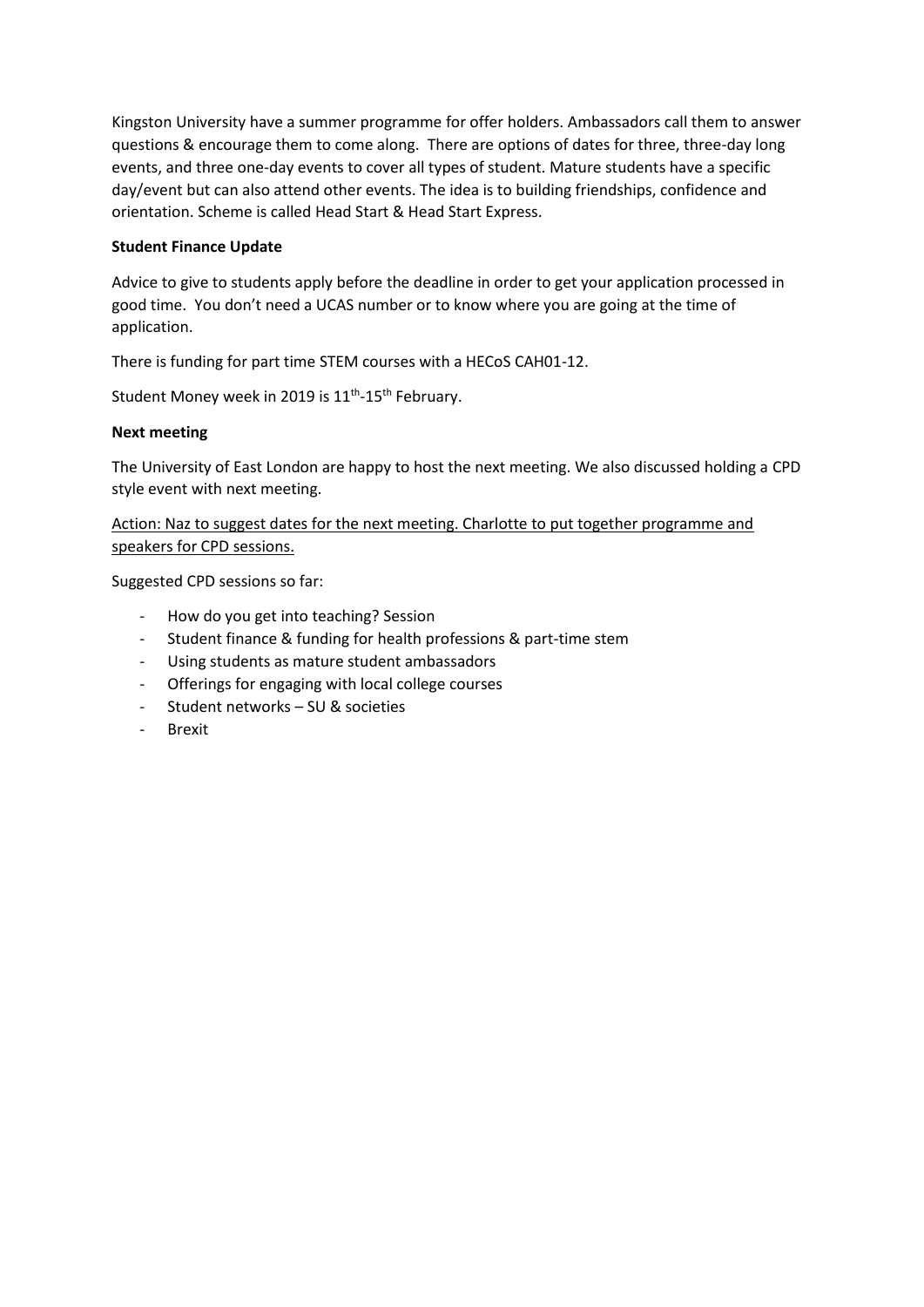Kingston University have a summer programme for offer holders. Ambassadors call them to answer questions & encourage them to come along. There are options of dates for three, three-day long events, and three one-day events to cover all types of student. Mature students have a specific day/event but can also attend other events. The idea is to building friendships, confidence and orientation. Scheme is called Head Start & Head Start Express.

**Student Finance Update**

Advice to give to students apply before the deadline in order to get your application processed in good time. You don't need a UCAS number or to know where you are going at the time of application.

There is funding for part time STEM courses with a HECoS CAH01-12.

Student Money week in 2019 is 11th-15th February.

**Next meeting**

The University of East London are happy to host the next meeting. We also discussed holding a CPD style event with next meeting.

Action: Naz to suggest dates for the next meeting. Charlotte to put together programme and speakers for CPD sessions.

Suggested CPD sessions so far:

- How do you get into teaching? Session
- Student finance & funding for health professions & part-time stem
- Using students as mature student ambassadors
- Offerings for engaging with local college courses
- Student networks – SU & societies
- Brexit